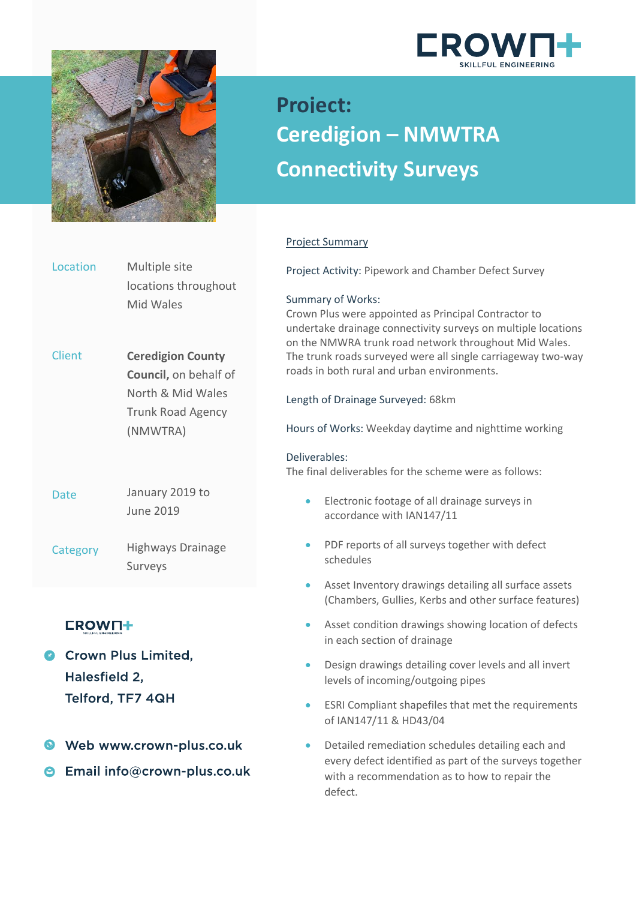# Project:
# Ceredigion – NMWTRA Connectivity Surveys

| | |
|---|---|
| Location | Multiple site locations throughout Mid Wales |
| Client | **Ceredigion County Council,** on behalf of North & Mid Wales Trunk Road Agency (NMWTRA) |
| Date | January 2019 to June 2019 |
| Category | Highways Drainage Surveys |

**Crown Plus Limited,**
**Halesfield 2,**
**Telford, TF7 4QH**

**Web www.crown-plus.co.uk**

**Email info@crown-plus.co.uk**

## Project Summary

Project Activity: Pipework and Chamber Defect Survey

Summary of Works:
Crown Plus were appointed as Principal Contractor to undertake drainage connectivity surveys on multiple locations on the NMWRA trunk road network throughout Mid Wales. The trunk roads surveyed were all single carriageway two-way roads in both rural and urban environments.

Length of Drainage Surveyed: 68km

Hours of Works: Weekday daytime and nighttime working

Deliverables:
The final deliverables for the scheme were as follows:

- Electronic footage of all drainage surveys in accordance with IAN147/11
- PDF reports of all surveys together with defect schedules
- Asset Inventory drawings detailing all surface assets (Chambers, Gullies, Kerbs and other surface features)
- Asset condition drawings showing location of defects in each section of drainage
- Design drawings detailing cover levels and all invert levels of incoming/outgoing pipes
- ESRI Compliant shapefiles that met the requirements of IAN147/11 & HD43/04
- Detailed remediation schedules detailing each and every defect identified as part of the surveys together with a recommendation as to how to repair the defect.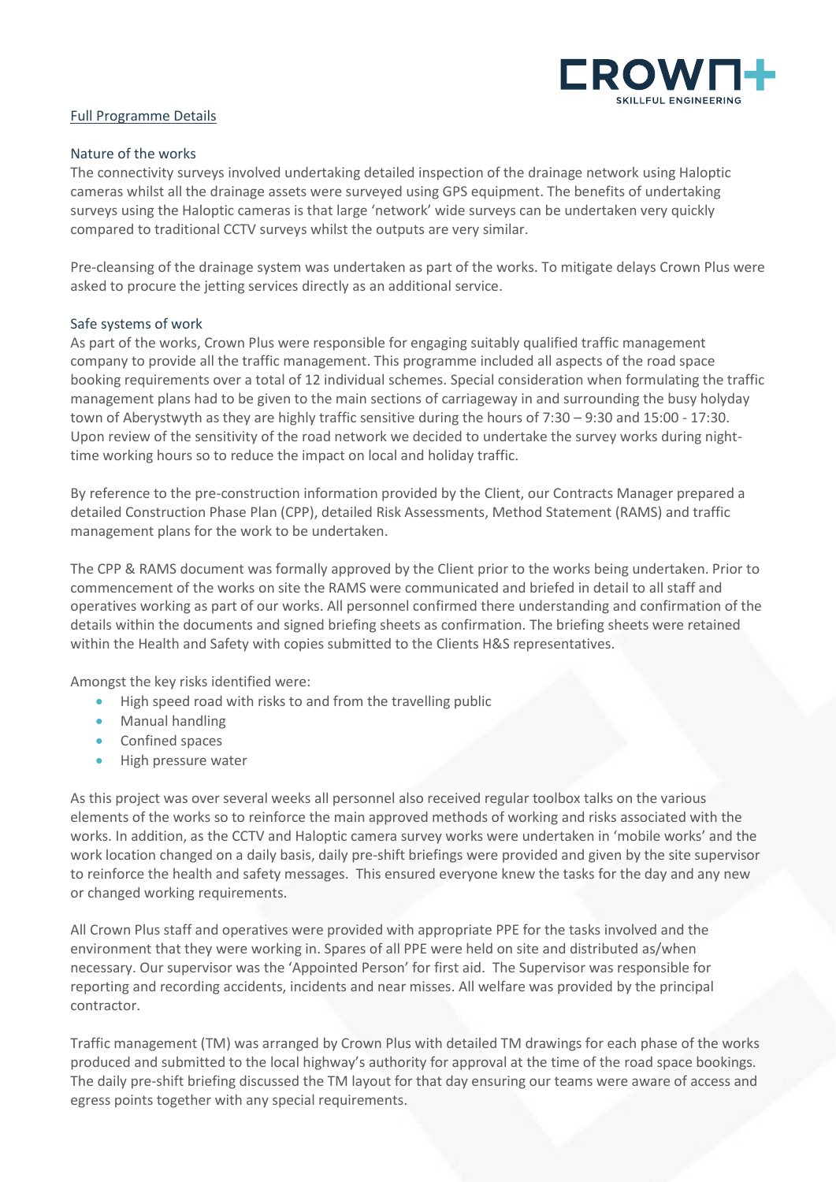Full Programme Details

## Nature of the works

The connectivity surveys involved undertaking detailed inspection of the drainage network using Haloptic cameras whilst all the drainage assets were surveyed using GPS equipment. The benefits of undertaking surveys using the Haloptic cameras is that large 'network' wide surveys can be undertaken very quickly compared to traditional CCTV surveys whilst the outputs are very similar.

Pre-cleansing of the drainage system was undertaken as part of the works. To mitigate delays Crown Plus were asked to procure the jetting services directly as an additional service.

## Safe systems of work

As part of the works, Crown Plus were responsible for engaging suitably qualified traffic management company to provide all the traffic management. This programme included all aspects of the road space booking requirements over a total of 12 individual schemes. Special consideration when formulating the traffic management plans had to be given to the main sections of carriageway in and surrounding the busy holyday town of Aberystwyth as they are highly traffic sensitive during the hours of 7:30 – 9:30 and 15:00 - 17:30. Upon review of the sensitivity of the road network we decided to undertake the survey works during night-time working hours so to reduce the impact on local and holiday traffic.

By reference to the pre-construction information provided by the Client, our Contracts Manager prepared a detailed Construction Phase Plan (CPP), detailed Risk Assessments, Method Statement (RAMS) and traffic management plans for the work to be undertaken.

The CPP & RAMS document was formally approved by the Client prior to the works being undertaken. Prior to commencement of the works on site the RAMS were communicated and briefed in detail to all staff and operatives working as part of our works. All personnel confirmed there understanding and confirmation of the details within the documents and signed briefing sheets as confirmation. The briefing sheets were retained within the Health and Safety with copies submitted to the Clients H&S representatives.

Amongst the key risks identified were:

- High speed road with risks to and from the travelling public
- Manual handling
- Confined spaces
- High pressure water

As this project was over several weeks all personnel also received regular toolbox talks on the various elements of the works so to reinforce the main approved methods of working and risks associated with the works. In addition, as the CCTV and Haloptic camera survey works were undertaken in 'mobile works' and the work location changed on a daily basis, daily pre-shift briefings were provided and given by the site supervisor to reinforce the health and safety messages. This ensured everyone knew the tasks for the day and any new or changed working requirements.

All Crown Plus staff and operatives were provided with appropriate PPE for the tasks involved and the environment that they were working in. Spares of all PPE were held on site and distributed as/when necessary. Our supervisor was the 'Appointed Person' for first aid. The Supervisor was responsible for reporting and recording accidents, incidents and near misses. All welfare was provided by the principal contractor.

Traffic management (TM) was arranged by Crown Plus with detailed TM drawings for each phase of the works produced and submitted to the local highway's authority for approval at the time of the road space bookings. The daily pre-shift briefing discussed the TM layout for that day ensuring our teams were aware of access and egress points together with any special requirements.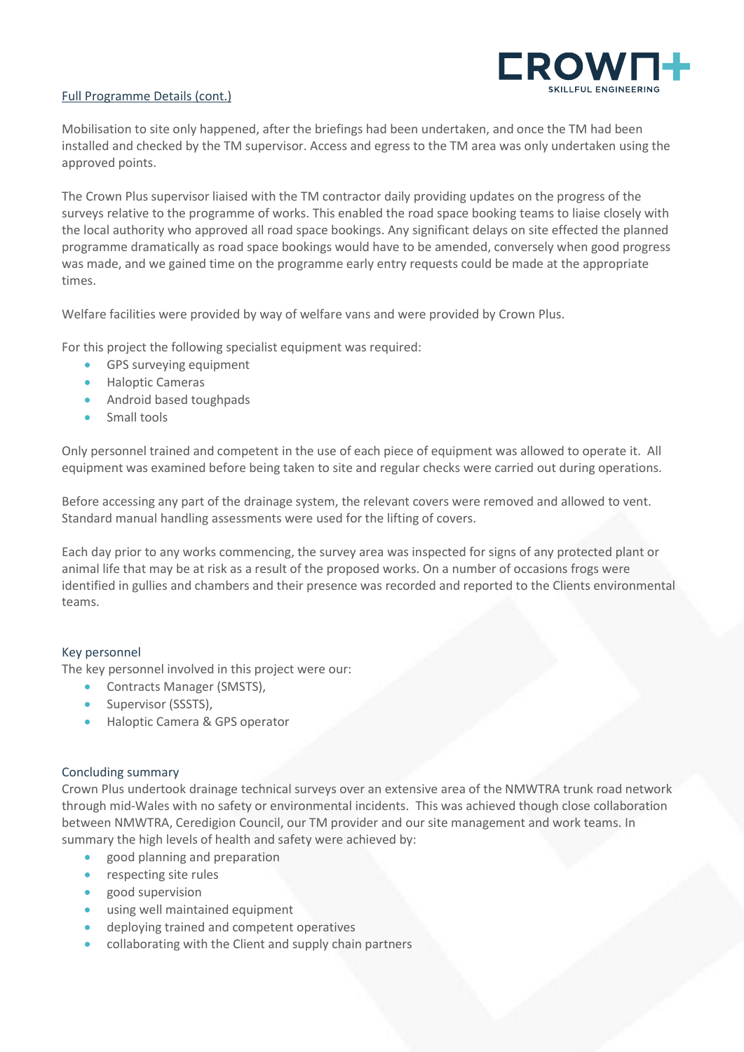Full Programme Details (cont.)

Mobilisation to site only happened, after the briefings had been undertaken, and once the TM had been installed and checked by the TM supervisor. Access and egress to the TM area was only undertaken using the approved points.

The Crown Plus supervisor liaised with the TM contractor daily providing updates on the progress of the surveys relative to the programme of works. This enabled the road space booking teams to liaise closely with the local authority who approved all road space bookings. Any significant delays on site effected the planned programme dramatically as road space bookings would have to be amended, conversely when good progress was made, and we gained time on the programme early entry requests could be made at the appropriate times.

Welfare facilities were provided by way of welfare vans and were provided by Crown Plus.

For this project the following specialist equipment was required:

- GPS surveying equipment
- Haloptic Cameras
- Android based toughpads
- Small tools

Only personnel trained and competent in the use of each piece of equipment was allowed to operate it. All equipment was examined before being taken to site and regular checks were carried out during operations.

Before accessing any part of the drainage system, the relevant covers were removed and allowed to vent. Standard manual handling assessments were used for the lifting of covers.

Each day prior to any works commencing, the survey area was inspected for signs of any protected plant or animal life that may be at risk as a result of the proposed works. On a number of occasions frogs were identified in gullies and chambers and their presence was recorded and reported to the Clients environmental teams.

## Key personnel

The key personnel involved in this project were our:

- Contracts Manager (SMSTS),
- Supervisor (SSSTS),
- Haloptic Camera & GPS operator

## Concluding summary

Crown Plus undertook drainage technical surveys over an extensive area of the NMWTRA trunk road network through mid-Wales with no safety or environmental incidents. This was achieved though close collaboration between NMWTRA, Ceredigion Council, our TM provider and our site management and work teams. In summary the high levels of health and safety were achieved by:

- good planning and preparation
- respecting site rules
- good supervision
- using well maintained equipment
- deploying trained and competent operatives
- collaborating with the Client and supply chain partners